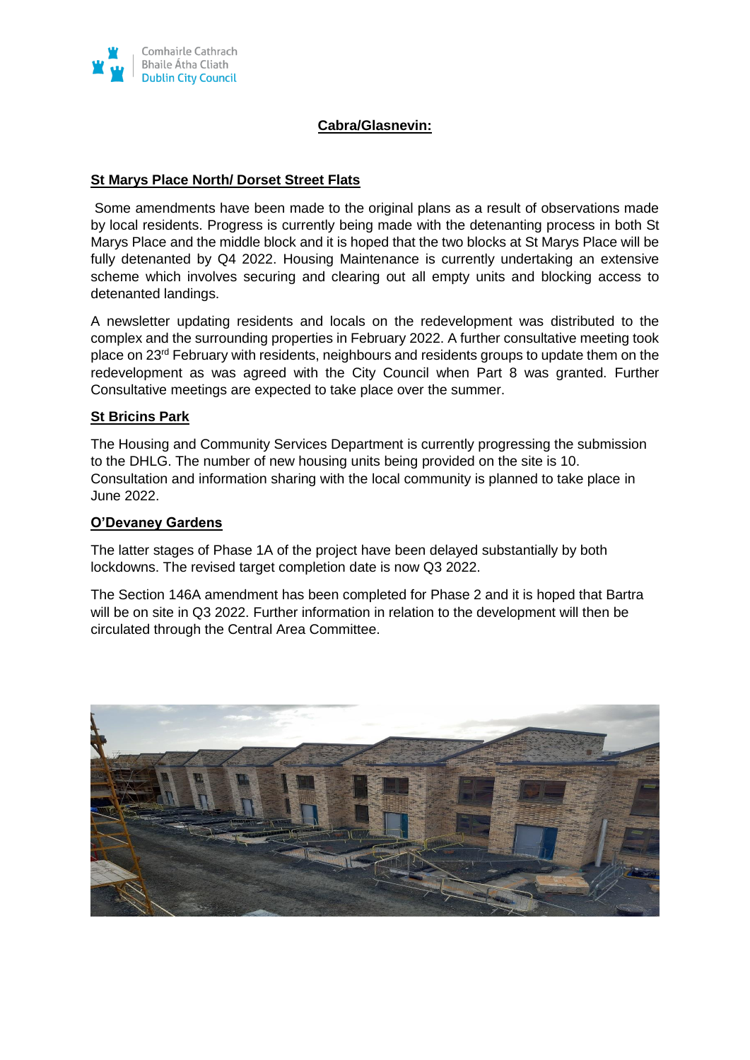## Cabra/Glasnevin:

### St Marys Place North/ Dorset Street Flats

Some amendments have been made to the original plans as a result of observations made by local residents. Progress is currently being made with the detenanting process in both St Marys Place and the middle block and it is hoped that the two blocks at St Marys Place will be fully detenanted by Q4 2022. Housing Maintenance is currently undertaking an extensive scheme which involves securing and clearing out all empty units and blocking access to detenanted landings.

A newsletter updating residents and locals on the redevelopment was distributed to the complex and the surrounding properties in February 2022. A further consultative meeting took place on 23rd February with residents, neighbours and residents groups to update them on the redevelopment as was agreed with the City Council when Part 8 was granted. Further Consultative meetings are expected to take place over the summer.

### St Bricins Park

The Housing and Community Services Department is currently progressing the submission to the DHLG. The number of new housing units being provided on the site is 10. Consultation and information sharing with the local community is planned to take place in June 2022.

### O'Devaney Gardens

The latter stages of Phase 1A of the project have been delayed substantially by both lockdowns. The revised target completion date is now Q3 2022.

The Section 146A amendment has been completed for Phase 2 and it is hoped that Bartra will be on site in Q3 2022. Further information in relation to the development will then be circulated through the Central Area Committee.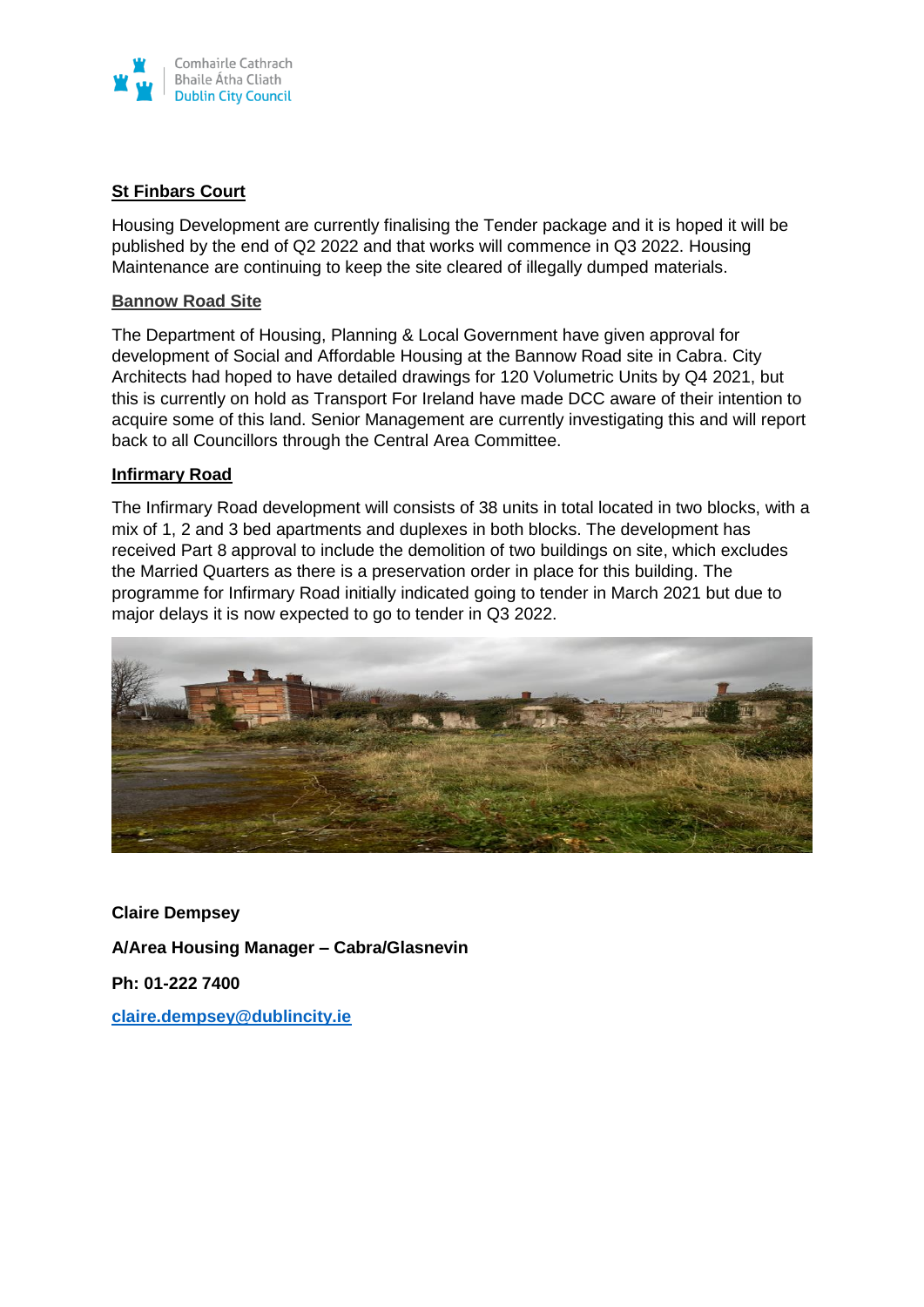## St Finbars Court

Housing Development are currently finalising the Tender package and it is hoped it will be published by the end of Q2 2022 and that works will commence in Q3 2022. Housing Maintenance are continuing to keep the site cleared of illegally dumped materials.

## Bannow Road Site

The Department of Housing, Planning & Local Government have given approval for development of Social and Affordable Housing at the Bannow Road site in Cabra. City Architects had hoped to have detailed drawings for 120 Volumetric Units by Q4 2021, but this is currently on hold as Transport For Ireland have made DCC aware of their intention to acquire some of this land. Senior Management are currently investigating this and will report back to all Councillors through the Central Area Committee.

## Infirmary Road

The Infirmary Road development will consists of 38 units in total located in two blocks, with a mix of 1, 2 and 3 bed apartments and duplexes in both blocks. The development has received Part 8 approval to include the demolition of two buildings on site, which excludes the Married Quarters as there is a preservation order in place for this building. The programme for Infirmary Road initially indicated going to tender in March 2021 but due to major delays it is now expected to go to tender in Q3 2022.

**Claire Dempsey**

**A/Area Housing Manager – Cabra/Glasnevin**

**Ph: 01-222 7400**

**claire.dempsey@dublincity.ie**